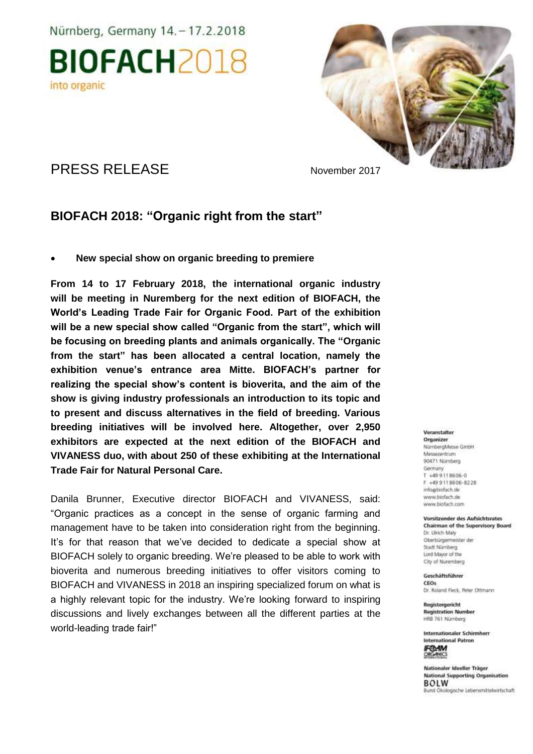Nürnberg, Germany 14. – 17.2.2018

# BIOFACH2018

into organic

PRESS RELEASE

November 2017

## BIOFACH 2018: "Organic right from the start"

- **New special show on organic breeding to premiere**

**From 14 to 17 February 2018, the international organic industry will be meeting in Nuremberg for the next edition of BIOFACH, the World's Leading Trade Fair for Organic Food. Part of the exhibition will be a new special show called "Organic from the start", which will be focusing on breeding plants and animals organically. The "Organic from the start" has been allocated a central location, namely the exhibition venue's entrance area Mitte. BIOFACH's partner for realizing the special show's content is bioverita, and the aim of the show is giving industry professionals an introduction to its topic and to present and discuss alternatives in the field of breeding. Various breeding initiatives will be involved here. Altogether, over 2,950 exhibitors are expected at the next edition of the BIOFACH and VIVANESS duo, with about 250 of these exhibiting at the International Trade Fair for Natural Personal Care.**

Danila Brunner, Executive director BIOFACH and VIVANESS, said: "Organic practices as a concept in the sense of organic farming and management have to be taken into consideration right from the beginning. It's for that reason that we've decided to dedicate a special show at BIOFACH solely to organic breeding. We're pleased to be able to work with bioverita and numerous breeding initiatives to offer visitors coming to BIOFACH and VIVANESS in 2018 an inspiring specialized forum on what is a highly relevant topic for the industry. We're looking forward to inspiring discussions and lively exchanges between all the different parties at the world-leading trade fair!"

**Veranstalter**
**Organizer**
NürnbergMesse GmbH
Messezentrum
90471 Nürnberg
Germany
T +49 9 11 86 06-0
F +49 9 11 86 06-82 28
info@biofach.de
www.biofach.de
www.biofach.com

**Vorsitzender des Aufsichtsrates**
**Chairman of the Supervisory Board**
Dr. Ulrich Maly
Oberbürgermeister der Stadt Nürnberg
Lord Mayor of the City of Nuremberg

**Geschäftsführer**
**CEOs**
Dr. Roland Fleck, Peter Ottmann

**Registergericht**
**Registration Number**
HRB 761 Nürnberg

**Internationaler Schirmherr**
**International Patron**
IFOAM ORGANICS INTERNATIONAL

**Nationaler Ideeller Träger**
**National Supporting Organisation**
BOLW
Bund Ökologische Lebensmittelwirtschaft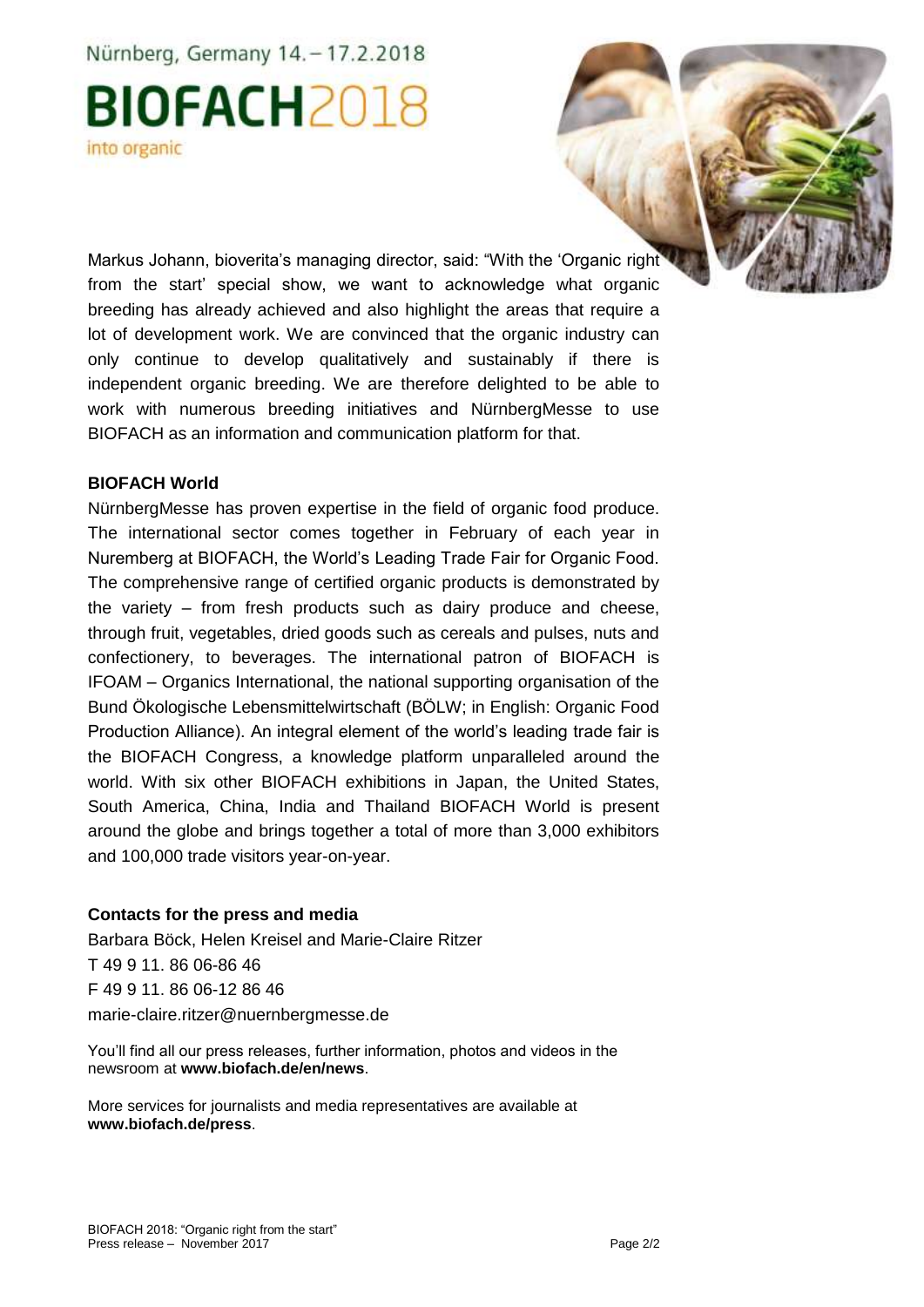Nürnberg, Germany 14. – 17.2.2018

**BIOFACH**2018

into organic

Markus Johann, bioverita's managing director, said: "With the 'Organic right from the start' special show, we want to acknowledge what organic breeding has already achieved and also highlight the areas that require a lot of development work. We are convinced that the organic industry can only continue to develop qualitatively and sustainably if there is independent organic breeding. We are therefore delighted to be able to work with numerous breeding initiatives and NürnbergMesse to use BIOFACH as an information and communication platform for that.

**BIOFACH World**

NürnbergMesse has proven expertise in the field of organic food produce. The international sector comes together in February of each year in Nuremberg at BIOFACH, the World's Leading Trade Fair for Organic Food. The comprehensive range of certified organic products is demonstrated by the variety – from fresh products such as dairy produce and cheese, through fruit, vegetables, dried goods such as cereals and pulses, nuts and confectionery, to beverages. The international patron of BIOFACH is IFOAM – Organics International, the national supporting organisation of the Bund Ökologische Lebensmittelwirtschaft (BÖLW; in English: Organic Food Production Alliance). An integral element of the world's leading trade fair is the BIOFACH Congress, a knowledge platform unparalleled around the world. With six other BIOFACH exhibitions in Japan, the United States, South America, China, India and Thailand BIOFACH World is present around the globe and brings together a total of more than 3,000 exhibitors and 100,000 trade visitors year-on-year.

**Contacts for the press and media**

Barbara Böck, Helen Kreisel and Marie-Claire Ritzer
T 49 9 11. 86 06-86 46
F 49 9 11. 86 06-12 86 46
marie-claire.ritzer@nuernbergmesse.de

You'll find all our press releases, further information, photos and videos in the newsroom at **www.biofach.de/en/news**.

More services for journalists and media representatives are available at **www.biofach.de/press**.